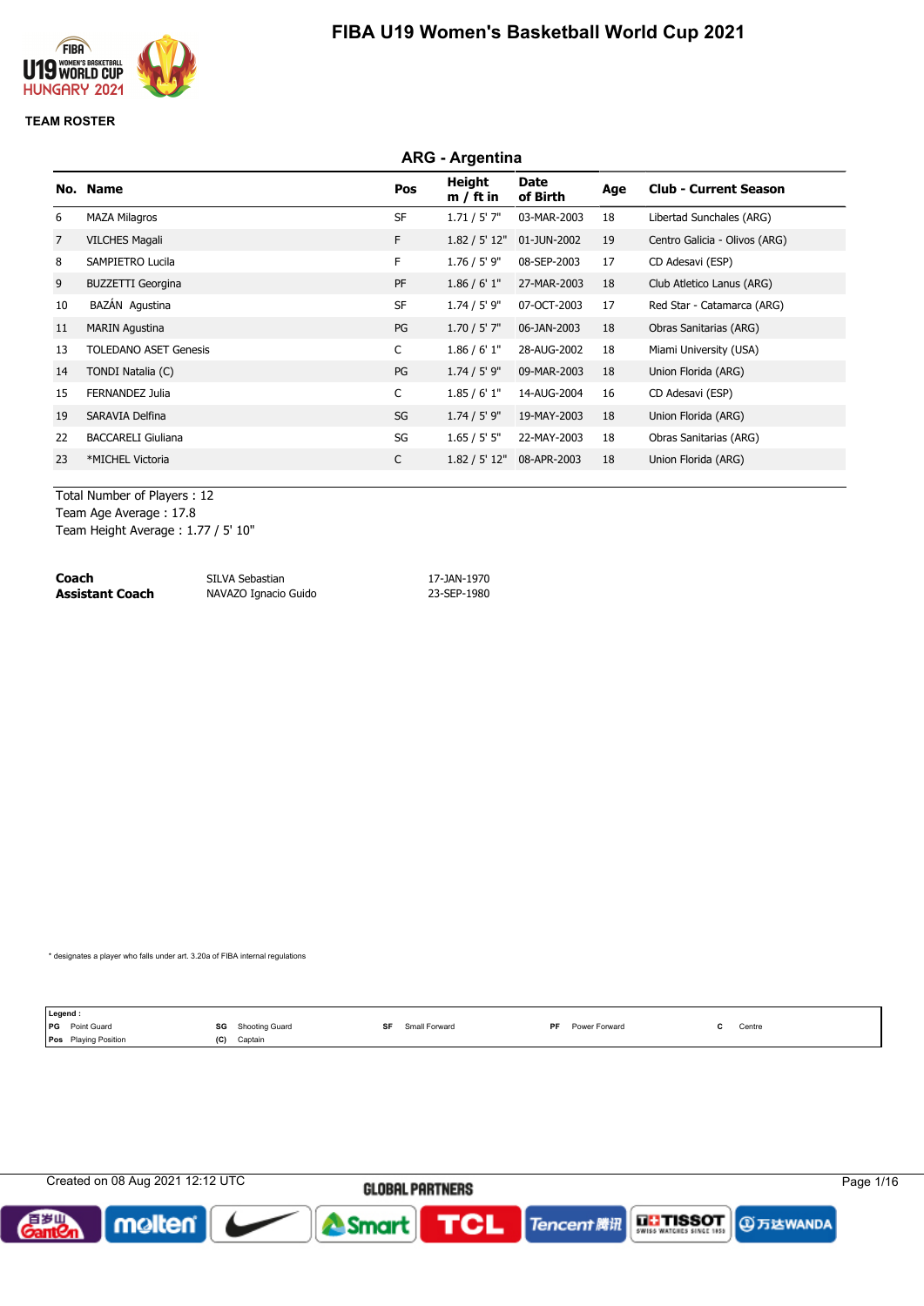# FIBA U19 Women's Basketball World Cup 2021

**TEAM ROSTER**

## ARG - Argentina

| No. | Name | Pos | Height m / ft in | Date of Birth | Age | Club - Current Season |
|---|---|---|---|---|---|---|
| 6 | MAZA Milagros | SF | 1.71 / 5' 7" | 03-MAR-2003 | 18 | Libertad Sunchales (ARG) |
| 7 | VILCHES Magali | F | 1.82 / 5' 12" | 01-JUN-2002 | 19 | Centro Galicia - Olivos (ARG) |
| 8 | SAMPIETRO Lucila | F | 1.76 / 5' 9" | 08-SEP-2003 | 17 | CD Adesavi (ESP) |
| 9 | BUZZETTI Georgina | PF | 1.86 / 6' 1" | 27-MAR-2003 | 18 | Club Atletico Lanus (ARG) |
| 10 | BAZÁN Agustina | SF | 1.74 / 5' 9" | 07-OCT-2003 | 17 | Red Star - Catamarca (ARG) |
| 11 | MARIN Agustina | PG | 1.70 / 5' 7" | 06-JAN-2003 | 18 | Obras Sanitarias (ARG) |
| 13 | TOLEDANO ASET Genesis | C | 1.86 / 6' 1" | 28-AUG-2002 | 18 | Miami University (USA) |
| 14 | TONDI Natalia (C) | PG | 1.74 / 5' 9" | 09-MAR-2003 | 18 | Union Florida (ARG) |
| 15 | FERNANDEZ Julia | C | 1.85 / 6' 1" | 14-AUG-2004 | 16 | CD Adesavi (ESP) |
| 19 | SARAVIA Delfina | SG | 1.74 / 5' 9" | 19-MAY-2003 | 18 | Union Florida (ARG) |
| 22 | BACCARELI Giuliana | SG | 1.65 / 5' 5" | 22-MAY-2003 | 18 | Obras Sanitarias (ARG) |
| 23 | *MICHEL Victoria | C | 1.82 / 5' 12" | 08-APR-2003 | 18 | Union Florida (ARG) |

Total Number of Players : 12
Team Age Average : 17.8
Team Height Average : 1.77 / 5' 10"

| | | |
|---|---|---|
| **Coach** | SILVA Sebastian | 17-JAN-1970 |
| **Assistant Coach** | NAVAZO Ignacio Guido | 23-SEP-1980 |

* designates a player who falls under art. 3.20a of FIBA internal regulations

**Legend :**

| | | | | | | | | | |
|---|---|---|---|---|---|---|---|---|---|
| PG | Point Guard | SG | Shooting Guard | SF | Small Forward | PF | Power Forward | C | Centre |
| Pos | Playing Position | (C) | Captain | | | | | | |

Created on 08 Aug 2021 12:12 UTC

GLOBAL PARTNERS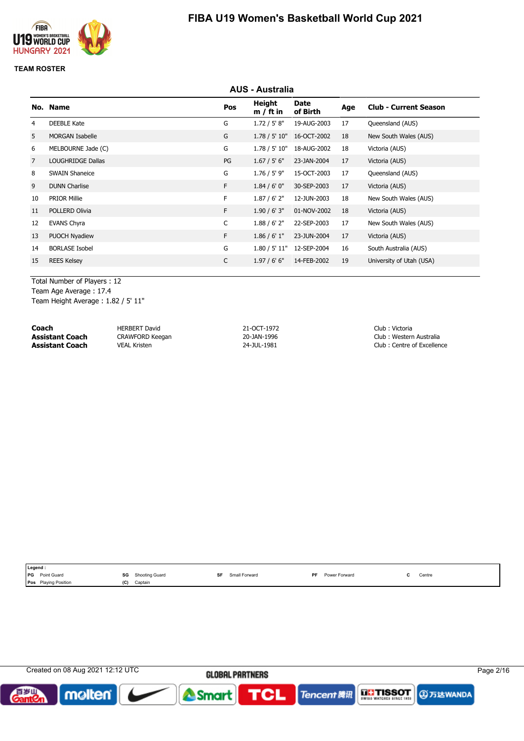# FIBA U19 Women's Basketball World Cup 2021

**TEAM ROSTER**

## AUS - Australia

| No. | Name | Pos | Height m / ft in | Date of Birth | Age | Club - Current Season |
|---|---|---|---|---|---|---|
| 4 | DEEBLE Kate | G | 1.72 / 5' 8" | 19-AUG-2003 | 17 | Queensland (AUS) |
| 5 | MORGAN Isabelle | G | 1.78 / 5' 10" | 16-OCT-2002 | 18 | New South Wales (AUS) |
| 6 | MELBOURNE Jade (C) | G | 1.78 / 5' 10" | 18-AUG-2002 | 18 | Victoria (AUS) |
| 7 | LOUGHRIDGE Dallas | PG | 1.67 / 5' 6" | 23-JAN-2004 | 17 | Victoria (AUS) |
| 8 | SWAIN Shaneice | G | 1.76 / 5' 9" | 15-OCT-2003 | 17 | Queensland (AUS) |
| 9 | DUNN Charlise | F | 1.84 / 6' 0" | 30-SEP-2003 | 17 | Victoria (AUS) |
| 10 | PRIOR Millie | F | 1.87 / 6' 2" | 12-JUN-2003 | 18 | New South Wales (AUS) |
| 11 | POLLERD Olivia | F | 1.90 / 6' 3" | 01-NOV-2002 | 18 | Victoria (AUS) |
| 12 | EVANS Chyra | C | 1.88 / 6' 2" | 22-SEP-2003 | 17 | New South Wales (AUS) |
| 13 | PUOCH Nyadiew | F | 1.86 / 6' 1" | 23-JUN-2004 | 17 | Victoria (AUS) |
| 14 | BORLASE Isobel | G | 1.80 / 5' 11" | 12-SEP-2004 | 16 | South Australia (AUS) |
| 15 | REES Kelsey | C | 1.97 / 6' 6" | 14-FEB-2002 | 19 | University of Utah (USA) |

Total Number of Players : 12
Team Age Average : 17.4
Team Height Average : 1.82 / 5' 11"

| | | | |
|---|---|---|---|
| **Coach** | HERBERT David | 21-OCT-1972 | Club : Victoria |
| **Assistant Coach** | CRAWFORD Keegan | 20-JAN-1996 | Club : Western Australia |
| **Assistant Coach** | VEAL Kristen | 24-JUL-1981 | Club : Centre of Excellence |

Legend :

| | | | | | | | | | |
|---|---|---|---|---|---|---|---|---|---|
| PG | Point Guard | SG | Shooting Guard | SF | Small Forward | PF | Power Forward | C | Centre |
| Pos | Playing Position | (C) | Captain | | | | | | |

Created on 08 Aug 2021 12:12 UTC

GLOBAL PARTNERS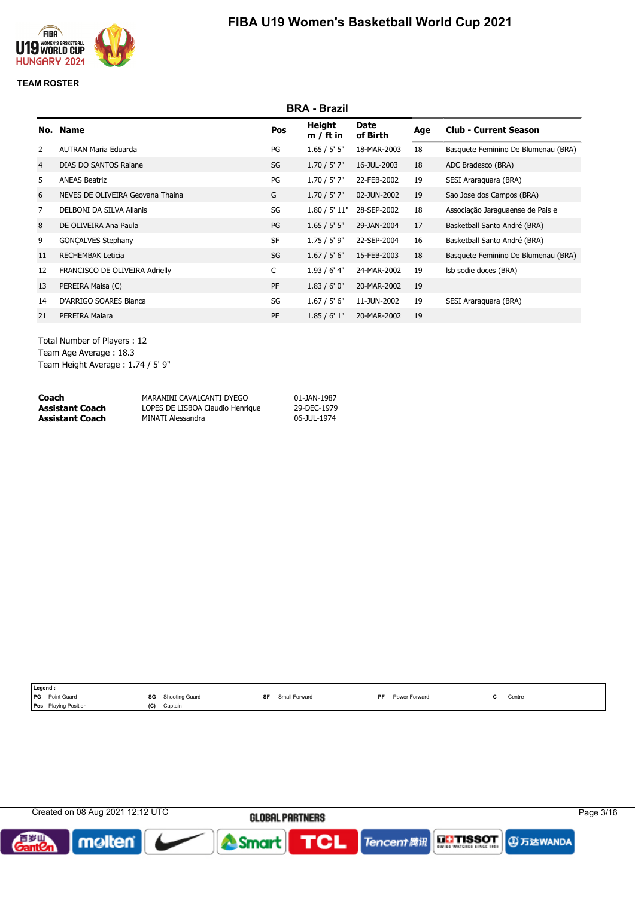# FIBA U19 Women's Basketball World Cup 2021

**TEAM ROSTER**

## BRA - Brazil

| No. | Name | Pos | Height m / ft in | Date of Birth | Age | Club - Current Season |
|---|---|---|---|---|---|---|
| 2 | AUTRAN Maria Eduarda | PG | 1.65 / 5' 5" | 18-MAR-2003 | 18 | Basquete Feminino De Blumenau (BRA) |
| 4 | DIAS DO SANTOS Raiane | SG | 1.70 / 5' 7" | 16-JUL-2003 | 18 | ADC Bradesco (BRA) |
| 5 | ANEAS Beatriz | PG | 1.70 / 5' 7" | 22-FEB-2002 | 19 | SESI Araraquara (BRA) |
| 6 | NEVES DE OLIVEIRA Geovana Thaina | G | 1.70 / 5' 7" | 02-JUN-2002 | 19 | Sao Jose dos Campos (BRA) |
| 7 | DELBONI DA SILVA Allanis | SG | 1.80 / 5' 11" | 28-SEP-2002 | 18 | Associação Jaraguaense de Pais e |
| 8 | DE OLIVEIRA Ana Paula | PG | 1.65 / 5' 5" | 29-JAN-2004 | 17 | Basketball Santo André (BRA) |
| 9 | GONÇALVES Stephany | SF | 1.75 / 5' 9" | 22-SEP-2004 | 16 | Basketball Santo André (BRA) |
| 11 | RECHEMBAK Leticia | SG | 1.67 / 5' 6" | 15-FEB-2003 | 18 | Basquete Feminino De Blumenau (BRA) |
| 12 | FRANCISCO DE OLIVEIRA Adrielly | C | 1.93 / 6' 4" | 24-MAR-2002 | 19 | lsb sodie doces (BRA) |
| 13 | PEREIRA Maisa (C) | PF | 1.83 / 6' 0" | 20-MAR-2002 | 19 | |
| 14 | D'ARRIGO SOARES Bianca | SG | 1.67 / 5' 6" | 11-JUN-2002 | 19 | SESI Araraquara (BRA) |
| 21 | PEREIRA Maiara | PF | 1.85 / 6' 1" | 20-MAR-2002 | 19 | |

Total Number of Players : 12
Team Age Average : 18.3
Team Height Average : 1.74 / 5' 9"

| | | |
|---|---|---|
| **Coach** | MARANINI CAVALCANTI DYEGO | 01-JAN-1987 |
| **Assistant Coach** | LOPES DE LISBOA Claudio Henrique | 29-DEC-1979 |
| **Assistant Coach** | MINATI Alessandra | 06-JUL-1974 |

**Legend :**

| | | | | | | | | | |
|---|---|---|---|---|---|---|---|---|---|
| PG | Point Guard | SG | Shooting Guard | SF | Small Forward | PF | Power Forward | C | Centre |
| Pos | Playing Position | (C) | Captain | | | | | | |

Created on 08 Aug 2021 12:12 UTC

GLOBAL PARTNERS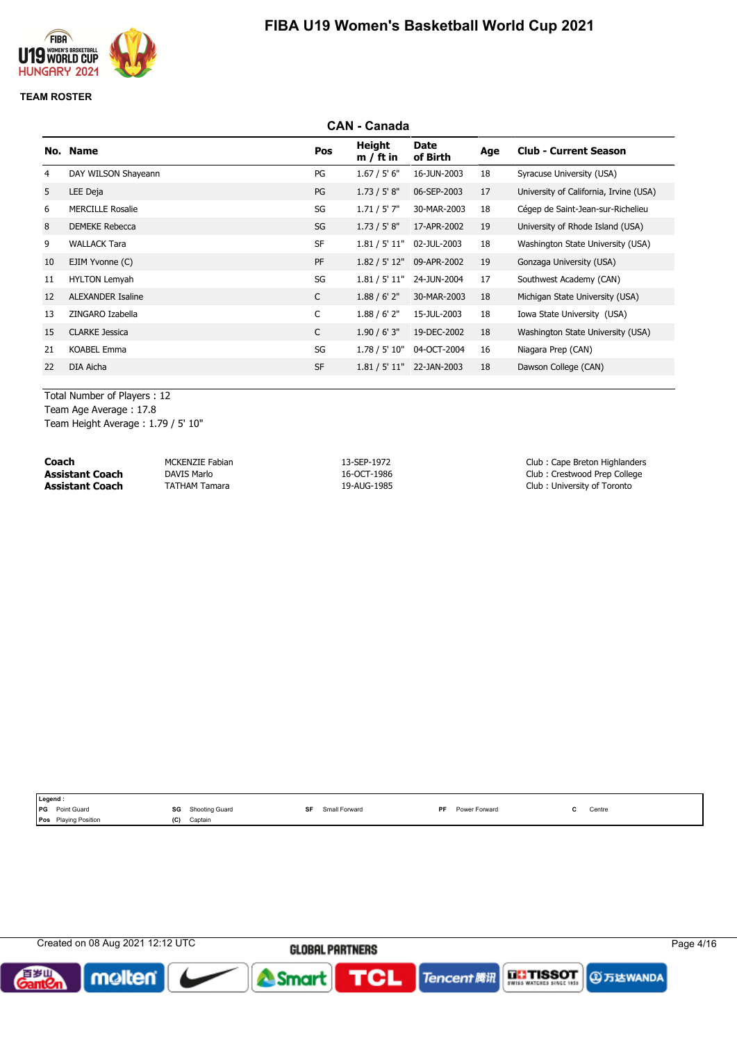# FIBA U19 Women's Basketball World Cup 2021

**TEAM ROSTER**

## CAN - Canada

| No. | Name | Pos | Height m / ft in | Date of Birth | Age | Club - Current Season |
|---|---|---|---|---|---|---|
| 4 | DAY WILSON Shayeann | PG | 1.67 / 5' 6" | 16-JUN-2003 | 18 | Syracuse University (USA) |
| 5 | LEE Deja | PG | 1.73 / 5' 8" | 06-SEP-2003 | 17 | University of California, Irvine (USA) |
| 6 | MERCILLE Rosalie | SG | 1.71 / 5' 7" | 30-MAR-2003 | 18 | Cégep de Saint-Jean-sur-Richelieu |
| 8 | DEMEKE Rebecca | SG | 1.73 / 5' 8" | 17-APR-2002 | 19 | University of Rhode Island (USA) |
| 9 | WALLACK Tara | SF | 1.81 / 5' 11" | 02-JUL-2003 | 18 | Washington State University (USA) |
| 10 | EJIM Yvonne (C) | PF | 1.82 / 5' 12" | 09-APR-2002 | 19 | Gonzaga University (USA) |
| 11 | HYLTON Lemyah | SG | 1.81 / 5' 11" | 24-JUN-2004 | 17 | Southwest Academy (CAN) |
| 12 | ALEXANDER Isaline | C | 1.88 / 6' 2" | 30-MAR-2003 | 18 | Michigan State University (USA) |
| 13 | ZINGARO Izabella | C | 1.88 / 6' 2" | 15-JUL-2003 | 18 | Iowa State University (USA) |
| 15 | CLARKE Jessica | C | 1.90 / 6' 3" | 19-DEC-2002 | 18 | Washington State University (USA) |
| 21 | KOABEL Emma | SG | 1.78 / 5' 10" | 04-OCT-2004 | 16 | Niagara Prep (CAN) |
| 22 | DIA Aicha | SF | 1.81 / 5' 11" | 22-JAN-2003 | 18 | Dawson College (CAN) |

Total Number of Players : 12
Team Age Average : 17.8
Team Height Average : 1.79 / 5' 10"

| | | | |
|---|---|---|---|
| **Coach** | MCKENZIE Fabian | 13-SEP-1972 | Club : Cape Breton Highlanders |
| **Assistant Coach** | DAVIS Marlo | 16-OCT-1986 | Club : Crestwood Prep College |
| **Assistant Coach** | TATHAM Tamara | 19-AUG-1985 | Club : University of Toronto |

**Legend :**

| | | | | | | | | | |
|---|---|---|---|---|---|---|---|---|---|
| PG | Point Guard | SG | Shooting Guard | SF | Small Forward | PF | Power Forward | C | Centre |
| Pos | Playing Position | (C) | Captain | | | | | | |

Created on 08 Aug 2021 12:12 UTC

GLOBAL PARTNERS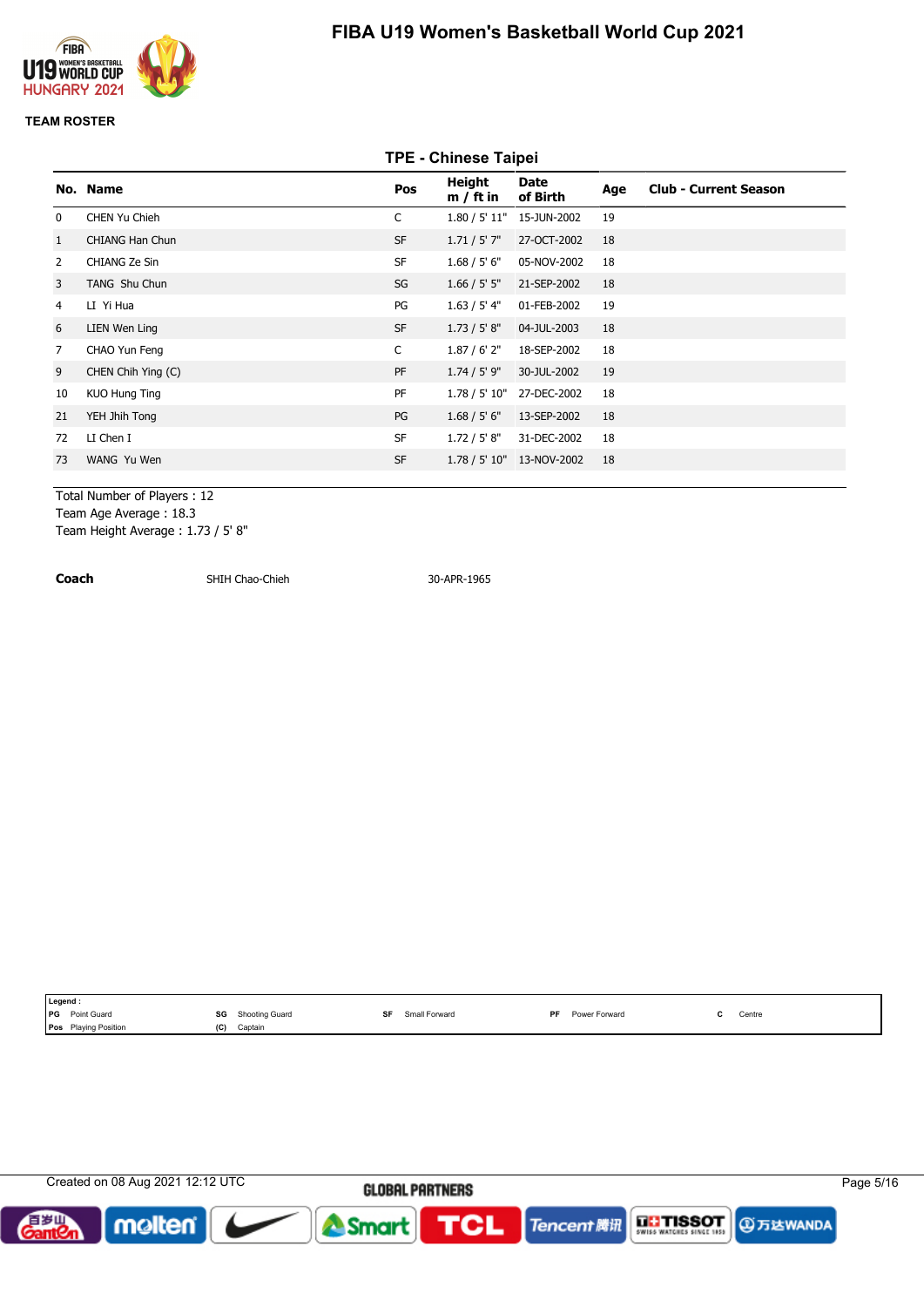# FIBA U19 Women's Basketball World Cup 2021

TEAM ROSTER

## TPE - Chinese Taipei

| No. | Name | Pos | Height m / ft in | Date of Birth | Age | Club - Current Season |
|---|---|---|---|---|---|---|
| 0 | CHEN Yu Chieh | C | 1.80 / 5' 11" | 15-JUN-2002 | 19 | |
| 1 | CHIANG Han Chun | SF | 1.71 / 5' 7" | 27-OCT-2002 | 18 | |
| 2 | CHIANG Ze Sin | SF | 1.68 / 5' 6" | 05-NOV-2002 | 18 | |
| 3 | TANG Shu Chun | SG | 1.66 / 5' 5" | 21-SEP-2002 | 18 | |
| 4 | LI Yi Hua | PG | 1.63 / 5' 4" | 01-FEB-2002 | 19 | |
| 6 | LIEN Wen Ling | SF | 1.73 / 5' 8" | 04-JUL-2003 | 18 | |
| 7 | CHAO Yun Feng | C | 1.87 / 6' 2" | 18-SEP-2002 | 18 | |
| 9 | CHEN Chih Ying (C) | PF | 1.74 / 5' 9" | 30-JUL-2002 | 19 | |
| 10 | KUO Hung Ting | PF | 1.78 / 5' 10" | 27-DEC-2002 | 18 | |
| 21 | YEH Jhih Tong | PG | 1.68 / 5' 6" | 13-SEP-2002 | 18 | |
| 72 | LI Chen I | SF | 1.72 / 5' 8" | 31-DEC-2002 | 18 | |
| 73 | WANG Yu Wen | SF | 1.78 / 5' 10" | 13-NOV-2002 | 18 | |

Total Number of Players : 12
Team Age Average : 18.3
Team Height Average : 1.73 / 5' 8"

**Coach** SHIH Chao-Chieh 30-APR-1965

Legend :

| | | | | | | | | | |
|---|---|---|---|---|---|---|---|---|---|
| PG | Point Guard | SG | Shooting Guard | SF | Small Forward | PF | Power Forward | C | Centre |
| Pos | Playing Position | (C) | Captain | | | | | | |

Created on 08 Aug 2021 12:12 UTC

GLOBAL PARTNERS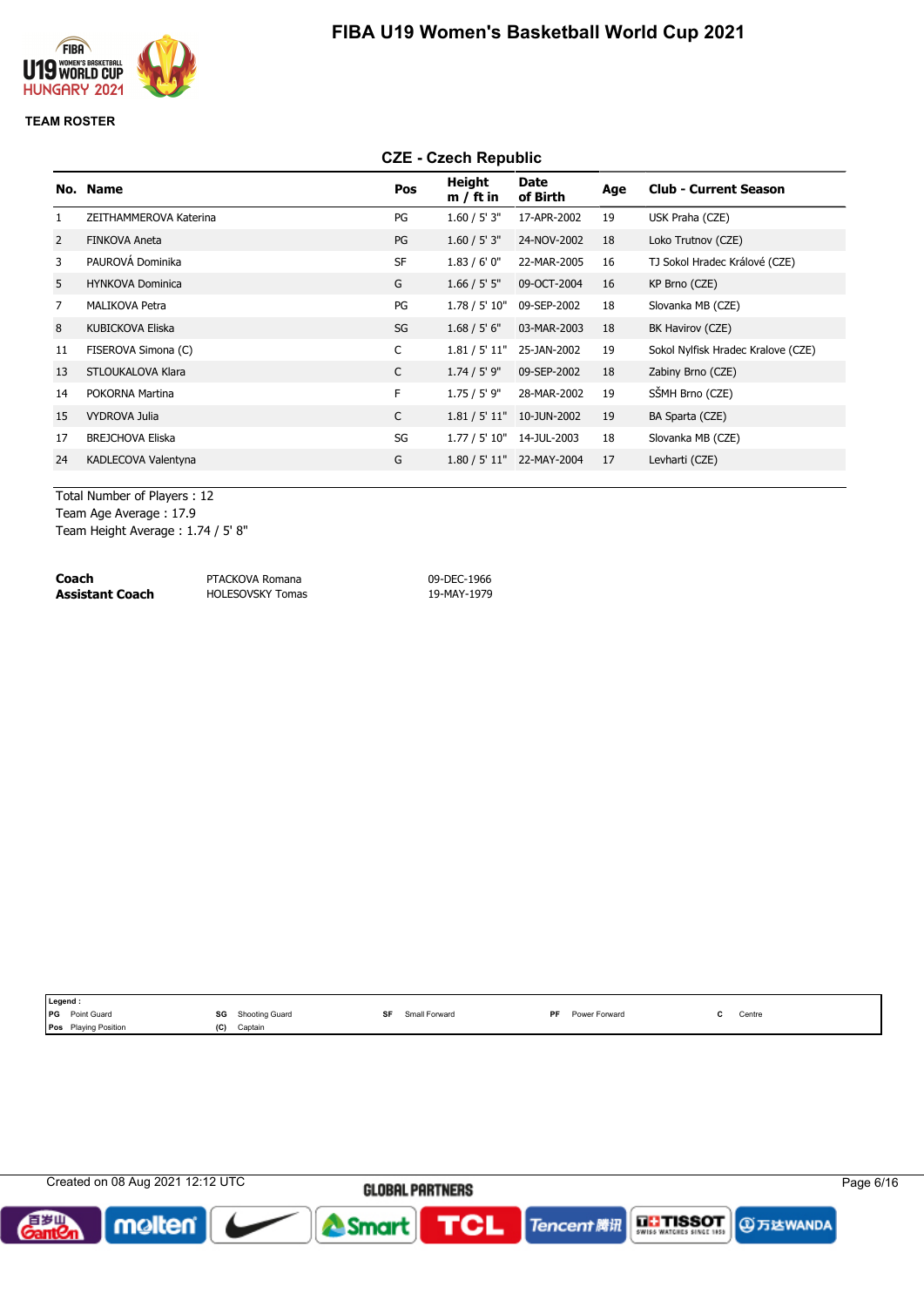# FIBA U19 Women's Basketball World Cup 2021

**TEAM ROSTER**

## CZE - Czech Republic

| No. | Name | Pos | Height m / ft in | Date of Birth | Age | Club - Current Season |
|---|---|---|---|---|---|---|
| 1 | ZEITHAMMEROVA Katerina | PG | 1.60 / 5' 3" | 17-APR-2002 | 19 | USK Praha (CZE) |
| 2 | FINKOVA Aneta | PG | 1.60 / 5' 3" | 24-NOV-2002 | 18 | Loko Trutnov (CZE) |
| 3 | PAUROVÁ Dominika | SF | 1.83 / 6' 0" | 22-MAR-2005 | 16 | TJ Sokol Hradec Králové (CZE) |
| 5 | HYNKOVA Dominica | G | 1.66 / 5' 5" | 09-OCT-2004 | 16 | KP Brno (CZE) |
| 7 | MALIKOVA Petra | PG | 1.78 / 5' 10" | 09-SEP-2002 | 18 | Slovanka MB (CZE) |
| 8 | KUBICKOVA Eliska | SG | 1.68 / 5' 6" | 03-MAR-2003 | 18 | BK Havirov (CZE) |
| 11 | FISEROVA Simona (C) | C | 1.81 / 5' 11" | 25-JAN-2002 | 19 | Sokol Nylfisk Hradec Kralove (CZE) |
| 13 | STLOUKALOVA Klara | C | 1.74 / 5' 9" | 09-SEP-2002 | 18 | Zabiny Brno (CZE) |
| 14 | POKORNA Martina | F | 1.75 / 5' 9" | 28-MAR-2002 | 19 | SŠMH Brno (CZE) |
| 15 | VYDROVA Julia | C | 1.81 / 5' 11" | 10-JUN-2002 | 19 | BA Sparta (CZE) |
| 17 | BREJCHOVA Eliska | SG | 1.77 / 5' 10" | 14-JUL-2003 | 18 | Slovanka MB (CZE) |
| 24 | KADLECOVA Valentyna | G | 1.80 / 5' 11" | 22-MAY-2004 | 17 | Levharti (CZE) |

Total Number of Players : 12
Team Age Average : 17.9
Team Height Average : 1.74 / 5' 8"

| | | |
|---|---|---|
| **Coach** | PTACKOVA Romana | 09-DEC-1966 |
| **Assistant Coach** | HOLESOVSKY Tomas | 19-MAY-1979 |

**Legend :**

| | | | | | | | | | |
|---|---|---|---|---|---|---|---|---|---|
| PG | Point Guard | SG | Shooting Guard | SF | Small Forward | PF | Power Forward | C | Centre |
| Pos | Playing Position | (C) | Captain | | | | | | |

Created on 08 Aug 2021 12:12 UTC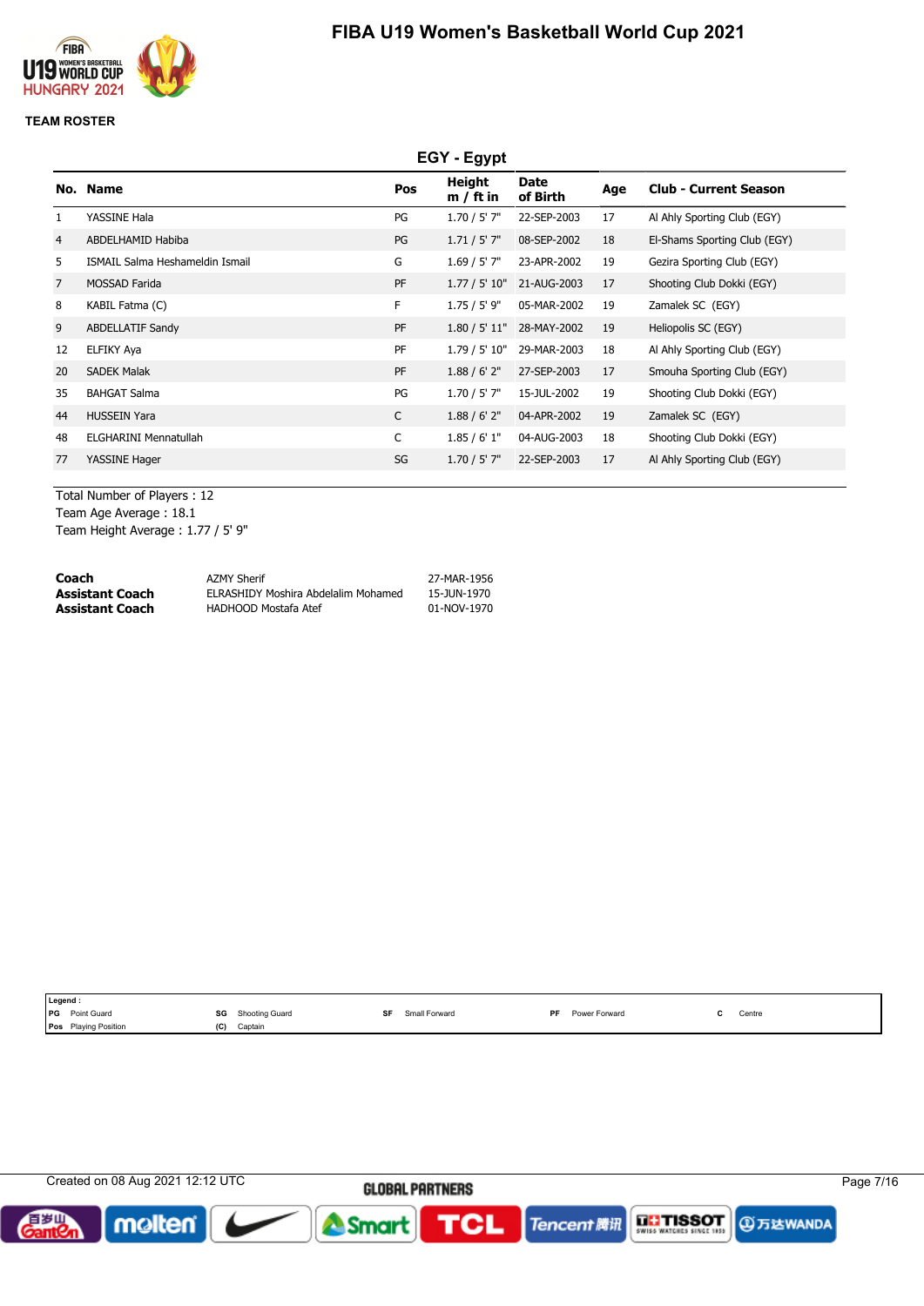# FIBA U19 Women's Basketball World Cup 2021

**TEAM ROSTER**

## EGY - Egypt

| No. | Name | Pos | Height m / ft in | Date of Birth | Age | Club - Current Season |
|---|---|---|---|---|---|---|
| 1 | YASSINE Hala | PG | 1.70 / 5' 7" | 22-SEP-2003 | 17 | Al Ahly Sporting Club (EGY) |
| 4 | ABDELHAMID Habiba | PG | 1.71 / 5' 7" | 08-SEP-2002 | 18 | El-Shams Sporting Club (EGY) |
| 5 | ISMAIL Salma Heshameldin Ismail | G | 1.69 / 5' 7" | 23-APR-2002 | 19 | Gezira Sporting Club (EGY) |
| 7 | MOSSAD Farida | PF | 1.77 / 5' 10" | 21-AUG-2003 | 17 | Shooting Club Dokki (EGY) |
| 8 | KABIL Fatma (C) | F | 1.75 / 5' 9" | 05-MAR-2002 | 19 | Zamalek SC (EGY) |
| 9 | ABDELLATIF Sandy | PF | 1.80 / 5' 11" | 28-MAY-2002 | 19 | Heliopolis SC (EGY) |
| 12 | ELFIKY Aya | PF | 1.79 / 5' 10" | 29-MAR-2003 | 18 | Al Ahly Sporting Club (EGY) |
| 20 | SADEK Malak | PF | 1.88 / 6' 2" | 27-SEP-2003 | 17 | Smouha Sporting Club (EGY) |
| 35 | BAHGAT Salma | PG | 1.70 / 5' 7" | 15-JUL-2002 | 19 | Shooting Club Dokki (EGY) |
| 44 | HUSSEIN Yara | C | 1.88 / 6' 2" | 04-APR-2002 | 19 | Zamalek SC (EGY) |
| 48 | ELGHARINI Mennatullah | C | 1.85 / 6' 1" | 04-AUG-2003 | 18 | Shooting Club Dokki (EGY) |
| 77 | YASSINE Hager | SG | 1.70 / 5' 7" | 22-SEP-2003 | 17 | Al Ahly Sporting Club (EGY) |

Total Number of Players : 12
Team Age Average : 18.1
Team Height Average : 1.77 / 5' 9"

| | | |
|---|---|---|
| **Coach** | AZMY Sherif | 27-MAR-1956 |
| **Assistant Coach** | ELRASHIDY Moshira Abdelalim Mohamed | 15-JUN-1970 |
| **Assistant Coach** | HADHOOD Mostafa Atef | 01-NOV-1970 |

**Legend :**

| | | | | | | | | | |
|---|---|---|---|---|---|---|---|---|---|
| PG | Point Guard | SG | Shooting Guard | SF | Small Forward | PF | Power Forward | C | Centre |
| Pos | Playing Position | (C) | Captain | | | | | | |

Created on 08 Aug 2021 12:12 UTC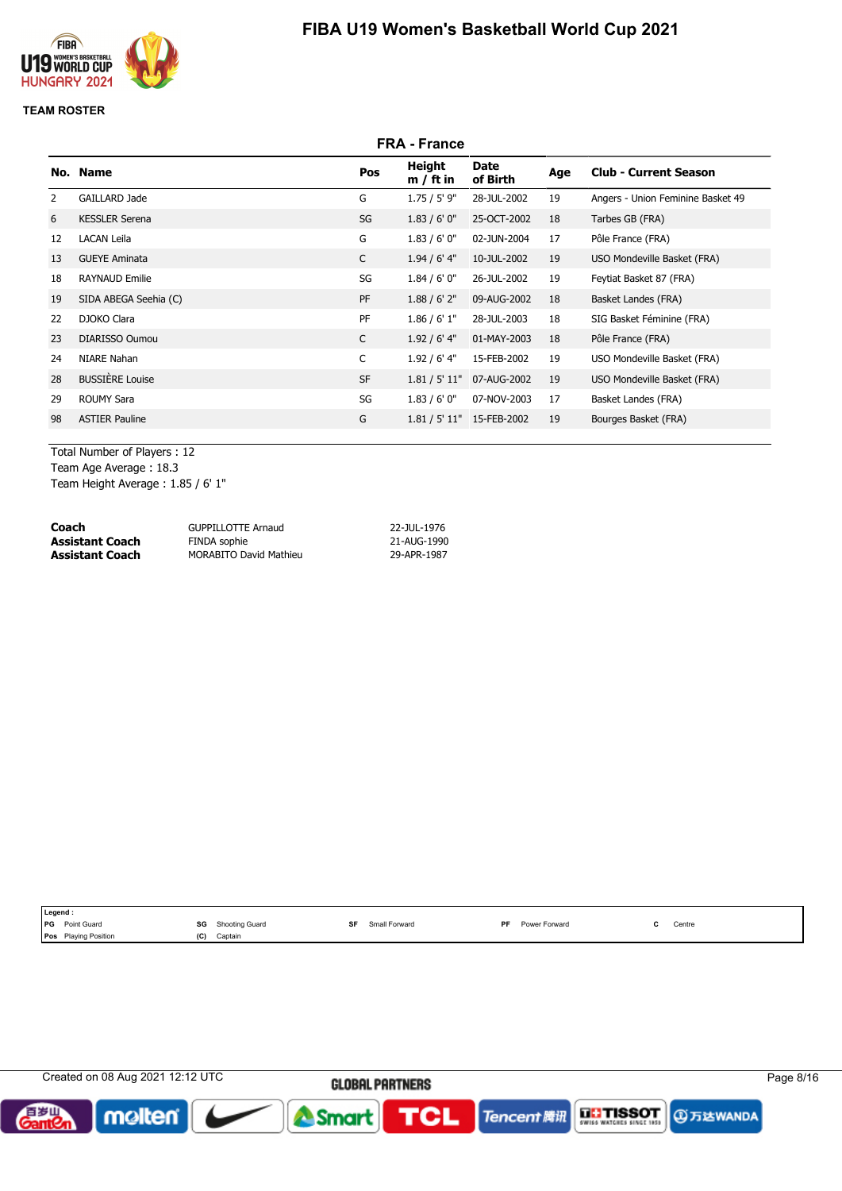# FIBA U19 Women's Basketball World Cup 2021

## TEAM ROSTER

### FRA - France

| No. | Name | Pos | Height m / ft in | Date of Birth | Age | Club - Current Season |
|---|---|---|---|---|---|---|
| 2 | GAILLARD Jade | G | 1.75 / 5' 9" | 28-JUL-2002 | 19 | Angers - Union Feminine Basket 49 |
| 6 | KESSLER Serena | SG | 1.83 / 6' 0" | 25-OCT-2002 | 18 | Tarbes GB (FRA) |
| 12 | LACAN Leila | G | 1.83 / 6' 0" | 02-JUN-2004 | 17 | Pôle France (FRA) |
| 13 | GUEYE Aminata | C | 1.94 / 6' 4" | 10-JUL-2002 | 19 | USO Mondeville Basket (FRA) |
| 18 | RAYNAUD Emilie | SG | 1.84 / 6' 0" | 26-JUL-2002 | 19 | Feytiat Basket 87 (FRA) |
| 19 | SIDA ABEGA Seehia (C) | PF | 1.88 / 6' 2" | 09-AUG-2002 | 18 | Basket Landes (FRA) |
| 22 | DJOKO Clara | PF | 1.86 / 6' 1" | 28-JUL-2003 | 18 | SIG Basket Féminine (FRA) |
| 23 | DIARISSO Oumou | C | 1.92 / 6' 4" | 01-MAY-2003 | 18 | Pôle France (FRA) |
| 24 | NIARE Nahan | C | 1.92 / 6' 4" | 15-FEB-2002 | 19 | USO Mondeville Basket (FRA) |
| 28 | BUSSIÈRE Louise | SF | 1.81 / 5' 11" | 07-AUG-2002 | 19 | USO Mondeville Basket (FRA) |
| 29 | ROUMY Sara | SG | 1.83 / 6' 0" | 07-NOV-2003 | 17 | Basket Landes (FRA) |
| 98 | ASTIER Pauline | G | 1.81 / 5' 11" | 15-FEB-2002 | 19 | Bourges Basket (FRA) |

Total Number of Players : 12
Team Age Average : 18.3
Team Height Average : 1.85 / 6' 1"

| | | |
|---|---|---|
| **Coach** | GUPPILLOTTE Arnaud | 22-JUL-1976 |
| **Assistant Coach** | FINDA sophie | 21-AUG-1990 |
| **Assistant Coach** | MORABITO David Mathieu | 29-APR-1987 |

**Legend :**

| | | | | | | | | | |
|---|---|---|---|---|---|---|---|---|---|
| PG | Point Guard | SG | Shooting Guard | SF | Small Forward | PF | Power Forward | C | Centre |
| Pos | Playing Position | (C) | Captain | | | | | | |

Created on 08 Aug 2021 12:12 UTC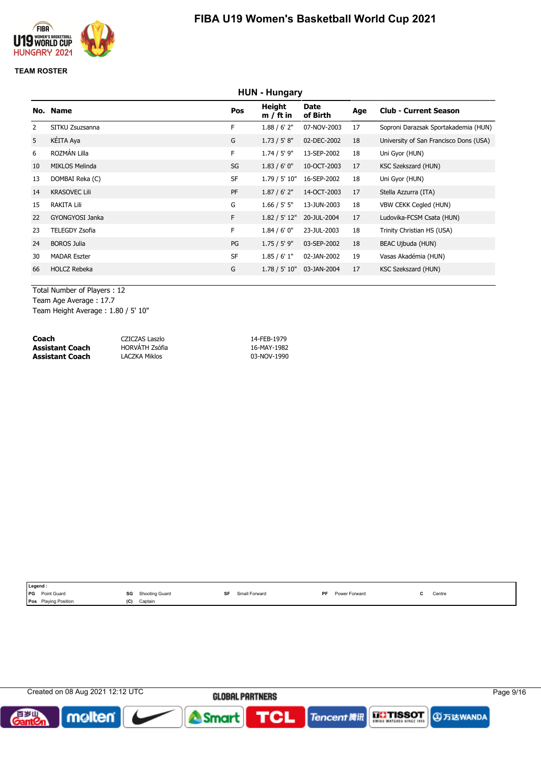# FIBA U19 Women's Basketball World Cup 2021

## TEAM ROSTER

### HUN - Hungary

| No. | Name | Pos | Height m / ft in | Date of Birth | Age | Club - Current Season |
|---|---|---|---|---|---|---|
| 2 | SITKU Zsuzsanna | F | 1.88 / 6' 2" | 07-NOV-2003 | 17 | Soproni Darazsak Sportakademia (HUN) |
| 5 | KÉITA Aya | G | 1.73 / 5' 8" | 02-DEC-2002 | 18 | University of San Francisco Dons (USA) |
| 6 | ROZMÁN Lilla | F | 1.74 / 5' 9" | 13-SEP-2002 | 18 | Uni Gyor (HUN) |
| 10 | MIKLOS Melinda | SG | 1.83 / 6' 0" | 10-OCT-2003 | 17 | KSC Szekszard (HUN) |
| 13 | DOMBAI Reka (C) | SF | 1.79 / 5' 10" | 16-SEP-2002 | 18 | Uni Gyor (HUN) |
| 14 | KRASOVEC Lili | PF | 1.87 / 6' 2" | 14-OCT-2003 | 17 | Stella Azzurra (ITA) |
| 15 | RAKITA Lili | G | 1.66 / 5' 5" | 13-JUN-2003 | 18 | VBW CEKK Cegled (HUN) |
| 22 | GYONGYOSI Janka | F | 1.82 / 5' 12" | 20-JUL-2004 | 17 | Ludovika-FCSM Csata (HUN) |
| 23 | TELEGDY Zsofia | F | 1.84 / 6' 0" | 23-JUL-2003 | 18 | Trinity Christian HS (USA) |
| 24 | BOROS Julia | PG | 1.75 / 5' 9" | 03-SEP-2002 | 18 | BEAC Ujbuda (HUN) |
| 30 | MADAR Eszter | SF | 1.85 / 6' 1" | 02-JAN-2002 | 19 | Vasas Akadémia (HUN) |
| 66 | HOLCZ Rebeka | G | 1.78 / 5' 10" | 03-JAN-2004 | 17 | KSC Szekszard (HUN) |

Total Number of Players : 12
Team Age Average : 17.7
Team Height Average : 1.80 / 5' 10"

| | | |
|---|---|---|
| **Coach** | CZICZAS Laszlo | 14-FEB-1979 |
| **Assistant Coach** | HORVÁTH Zsófia | 16-MAY-1982 |
| **Assistant Coach** | LACZKA Miklos | 03-NOV-1990 |

Legend :

| | | | | | | | | | |
|---|---|---|---|---|---|---|---|---|---|
| PG | Point Guard | SG | Shooting Guard | SF | Small Forward | PF | Power Forward | C | Centre |
| Pos | Playing Position | (C) | Captain | | | | | | |

Created on 08 Aug 2021 12:12 UTC

GLOBAL PARTNERS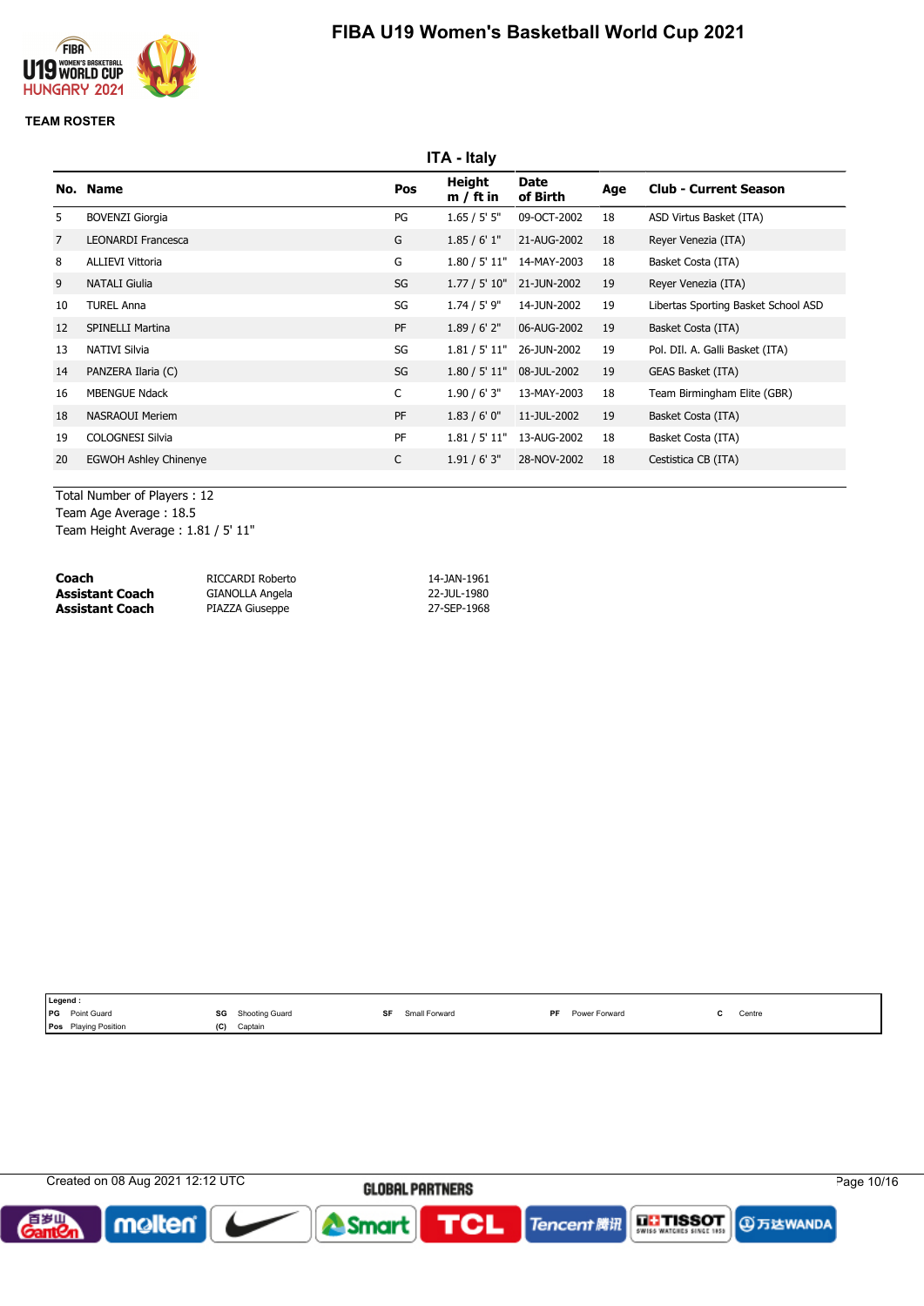# FIBA U19 Women's Basketball World Cup 2021

## TEAM ROSTER

### ITA - Italy

| No. | Name | Pos | Height m / ft in | Date of Birth | Age | Club - Current Season |
|---|---|---|---|---|---|---|
| 5 | BOVENZI Giorgia | PG | 1.65 / 5' 5" | 09-OCT-2002 | 18 | ASD Virtus Basket (ITA) |
| 7 | LEONARDI Francesca | G | 1.85 / 6' 1" | 21-AUG-2002 | 18 | Reyer Venezia (ITA) |
| 8 | ALLIEVI Vittoria | G | 1.80 / 5' 11" | 14-MAY-2003 | 18 | Basket Costa (ITA) |
| 9 | NATALI Giulia | SG | 1.77 / 5' 10" | 21-JUN-2002 | 19 | Reyer Venezia (ITA) |
| 10 | TUREL Anna | SG | 1.74 / 5' 9" | 14-JUN-2002 | 19 | Libertas Sporting Basket School ASD |
| 12 | SPINELLI Martina | PF | 1.89 / 6' 2" | 06-AUG-2002 | 19 | Basket Costa (ITA) |
| 13 | NATIVI Silvia | SG | 1.81 / 5' 11" | 26-JUN-2002 | 19 | Pol. DIl. A. Galli Basket (ITA) |
| 14 | PANZERA Ilaria (C) | SG | 1.80 / 5' 11" | 08-JUL-2002 | 19 | GEAS Basket (ITA) |
| 16 | MBENGUE Ndack | C | 1.90 / 6' 3" | 13-MAY-2003 | 18 | Team Birmingham Elite (GBR) |
| 18 | NASRAOUI Meriem | PF | 1.83 / 6' 0" | 11-JUL-2002 | 19 | Basket Costa (ITA) |
| 19 | COLOGNESI Silvia | PF | 1.81 / 5' 11" | 13-AUG-2002 | 18 | Basket Costa (ITA) |
| 20 | EGWOH Ashley Chinenye | C | 1.91 / 6' 3" | 28-NOV-2002 | 18 | Cestistica CB (ITA) |

Total Number of Players : 12
Team Age Average : 18.5
Team Height Average : 1.81 / 5' 11"

| | | |
|---|---|---|
| **Coach** | RICCARDI Roberto | 14-JAN-1961 |
| **Assistant Coach** | GIANOLLA Angela | 22-JUL-1980 |
| **Assistant Coach** | PIAZZA Giuseppe | 27-SEP-1968 |

**Legend :**

| | | | | | | | | | |
|---|---|---|---|---|---|---|---|---|---|
| PG | Point Guard | SG | Shooting Guard | SF | Small Forward | PF | Power Forward | C | Centre |
| Pos | Playing Position | (C) | Captain | | | | | | |

Created on 08 Aug 2021 12:12 UTC

GLOBAL PARTNERS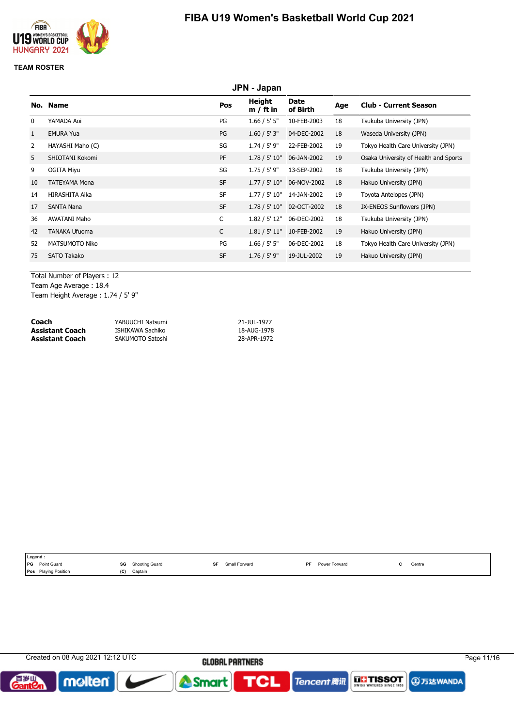# FIBA U19 Women's Basketball World Cup 2021

**TEAM ROSTER**

## JPN - Japan

| No. | Name | Pos | Height m / ft in | Date of Birth | Age | Club - Current Season |
|---|---|---|---|---|---|---|
| 0 | YAMADA Aoi | PG | 1.66 / 5' 5" | 10-FEB-2003 | 18 | Tsukuba University (JPN) |
| 1 | EMURA Yua | PG | 1.60 / 5' 3" | 04-DEC-2002 | 18 | Waseda University (JPN) |
| 2 | HAYASHI Maho (C) | SG | 1.74 / 5' 9" | 22-FEB-2002 | 19 | Tokyo Health Care University (JPN) |
| 5 | SHIOTANI Kokomi | PF | 1.78 / 5' 10" | 06-JAN-2002 | 19 | Osaka University of Health and Sports |
| 9 | OGITA Miyu | SG | 1.75 / 5' 9" | 13-SEP-2002 | 18 | Tsukuba University (JPN) |
| 10 | TATEYAMA Mona | SF | 1.77 / 5' 10" | 06-NOV-2002 | 18 | Hakuo University (JPN) |
| 14 | HIRASHITA Aika | SF | 1.77 / 5' 10" | 14-JAN-2002 | 19 | Toyota Antelopes (JPN) |
| 17 | SANTA Nana | SF | 1.78 / 5' 10" | 02-OCT-2002 | 18 | JX-ENEOS Sunflowers (JPN) |
| 36 | AWATANI Maho | C | 1.82 / 5' 12" | 06-DEC-2002 | 18 | Tsukuba University (JPN) |
| 42 | TANAKA Ufuoma | C | 1.81 / 5' 11" | 10-FEB-2002 | 19 | Hakuo University (JPN) |
| 52 | MATSUMOTO Niko | PG | 1.66 / 5' 5" | 06-DEC-2002 | 18 | Tokyo Health Care University (JPN) |
| 75 | SATO Takako | SF | 1.76 / 5' 9" | 19-JUL-2002 | 19 | Hakuo University (JPN) |

Total Number of Players : 12
Team Age Average : 18.4
Team Height Average : 1.74 / 5' 9"

| | | |
|---|---|---|
| **Coach** | YABUUCHI Natsumi | 21-JUL-1977 |
| **Assistant Coach** | ISHIKAWA Sachiko | 18-AUG-1978 |
| **Assistant Coach** | SAKUMOTO Satoshi | 28-APR-1972 |

**Legend :**

| | | | | | | | | | |
|---|---|---|---|---|---|---|---|---|---|
| PG | Point Guard | SG | Shooting Guard | SF | Small Forward | PF | Power Forward | C | Centre |
| Pos | Playing Position | (C) | Captain | | | | | | |

Created on 08 Aug 2021 12:12 UTC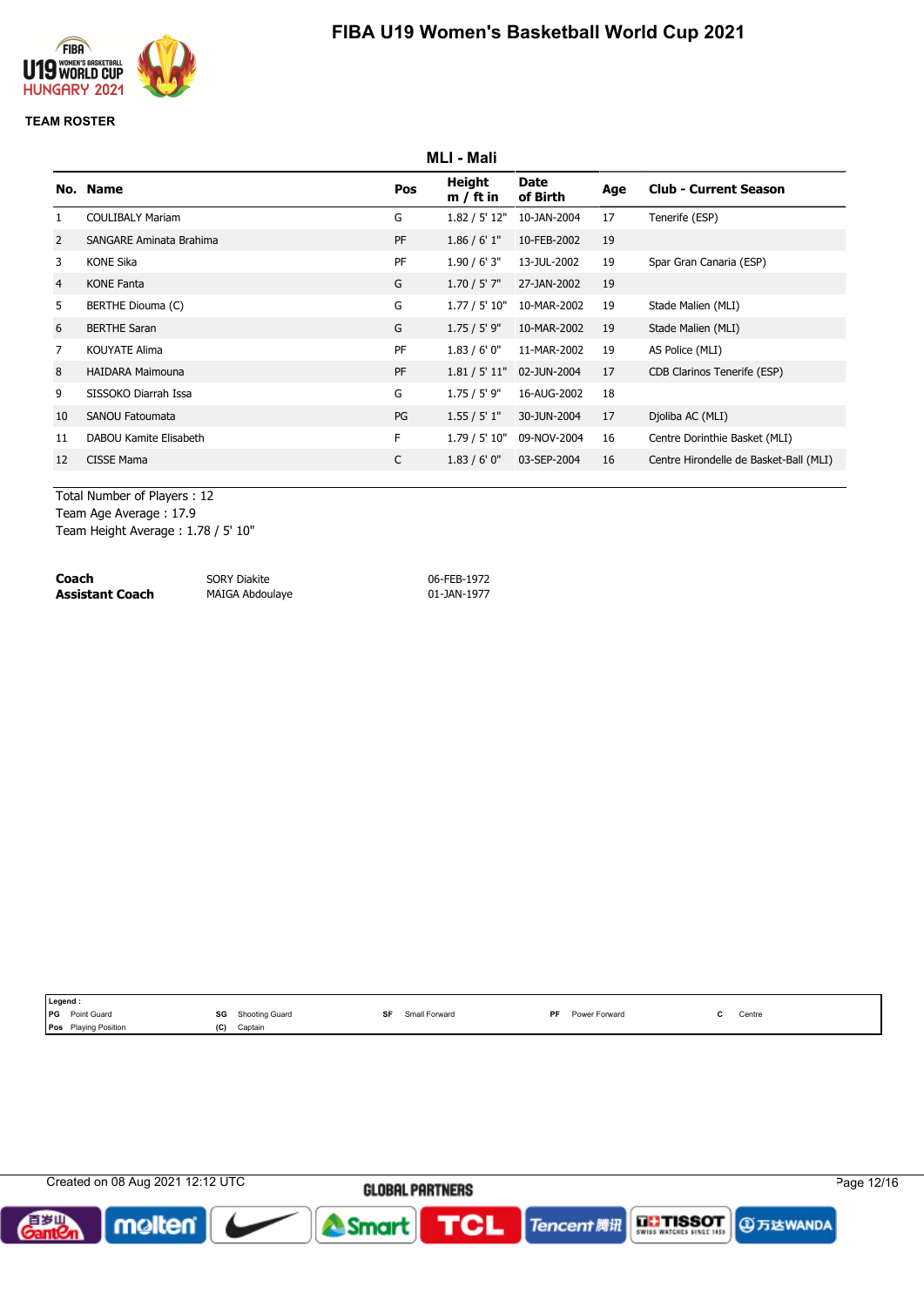# FIBA U19 Women's Basketball World Cup 2021

**TEAM ROSTER**

## MLI - Mali

| No. | Name | Pos | Height m / ft in | Date of Birth | Age | Club - Current Season |
|---|---|---|---|---|---|---|
| 1 | COULIBALY Mariam | G | 1.82 / 5' 12" | 10-JAN-2004 | 17 | Tenerife (ESP) |
| 2 | SANGARE Aminata Brahima | PF | 1.86 / 6' 1" | 10-FEB-2002 | 19 | |
| 3 | KONE Sika | PF | 1.90 / 6' 3" | 13-JUL-2002 | 19 | Spar Gran Canaria (ESP) |
| 4 | KONE Fanta | G | 1.70 / 5' 7" | 27-JAN-2002 | 19 | |
| 5 | BERTHE Diouma (C) | G | 1.77 / 5' 10" | 10-MAR-2002 | 19 | Stade Malien (MLI) |
| 6 | BERTHE Saran | G | 1.75 / 5' 9" | 10-MAR-2002 | 19 | Stade Malien (MLI) |
| 7 | KOUYATE Alima | PF | 1.83 / 6' 0" | 11-MAR-2002 | 19 | AS Police (MLI) |
| 8 | HAIDARA Maimouna | PF | 1.81 / 5' 11" | 02-JUN-2004 | 17 | CDB Clarinos Tenerife (ESP) |
| 9 | SISSOKO Diarrah Issa | G | 1.75 / 5' 9" | 16-AUG-2002 | 18 | |
| 10 | SANOU Fatoumata | PG | 1.55 / 5' 1" | 30-JUN-2004 | 17 | Djoliba AC (MLI) |
| 11 | DABOU Kamite Elisabeth | F | 1.79 / 5' 10" | 09-NOV-2004 | 16 | Centre Dorinthie Basket (MLI) |
| 12 | CISSE Mama | C | 1.83 / 6' 0" | 03-SEP-2004 | 16 | Centre Hirondelle de Basket-Ball (MLI) |

Total Number of Players : 12
Team Age Average : 17.9
Team Height Average : 1.78 / 5' 10"

| | | |
|---|---|---|
| **Coach** | SORY Diakite | 06-FEB-1972 |
| **Assistant Coach** | MAIGA Abdoulaye | 01-JAN-1977 |

**Legend :**

| | | | | | | | | | |
|---|---|---|---|---|---|---|---|---|---|
| PG | Point Guard | SG | Shooting Guard | SF | Small Forward | PF | Power Forward | C | Centre |
| Pos | Playing Position | (C) | Captain | | | | | | |

Created on 08 Aug 2021 12:12 UTC

GLOBAL PARTNERS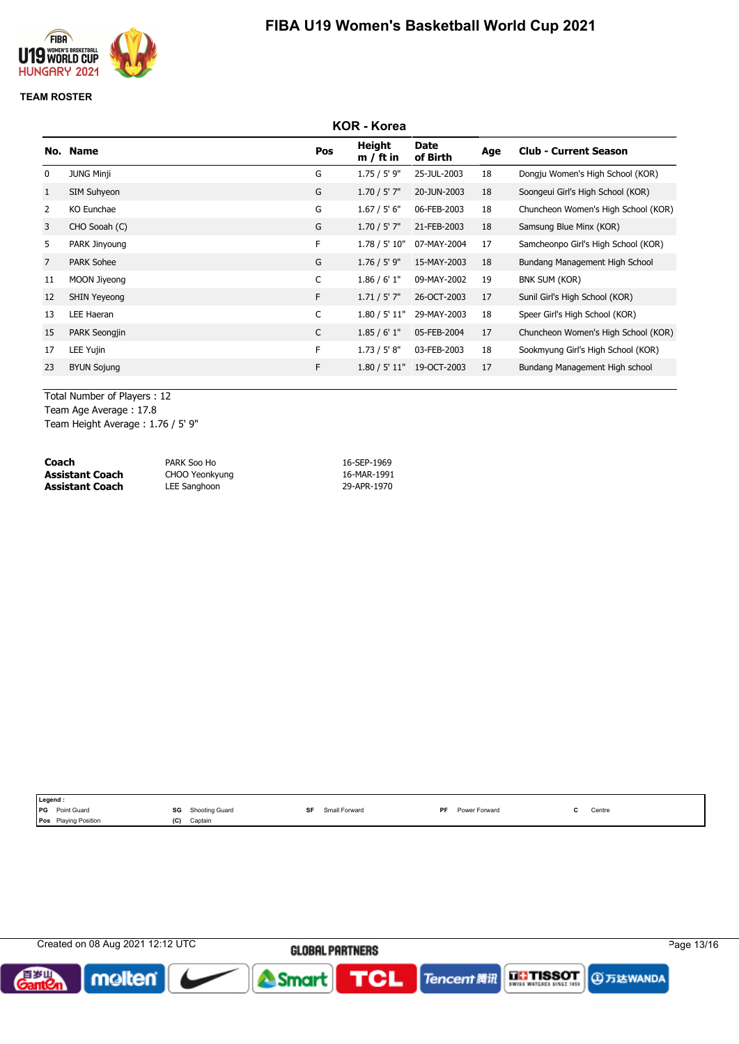# FIBA U19 Women's Basketball World Cup 2021

TEAM ROSTER

## KOR - Korea

| No. | Name | Pos | Height m / ft in | Date of Birth | Age | Club - Current Season |
|---|---|---|---|---|---|---|
| 0 | JUNG Minji | G | 1.75 / 5' 9" | 25-JUL-2003 | 18 | Dongju Women's High School (KOR) |
| 1 | SIM Suhyeon | G | 1.70 / 5' 7" | 20-JUN-2003 | 18 | Soongeui Girl's High School (KOR) |
| 2 | KO Eunchae | G | 1.67 / 5' 6" | 06-FEB-2003 | 18 | Chuncheon Women's High School (KOR) |
| 3 | CHO Sooah (C) | G | 1.70 / 5' 7" | 21-FEB-2003 | 18 | Samsung Blue Minx (KOR) |
| 5 | PARK Jinyoung | F | 1.78 / 5' 10" | 07-MAY-2004 | 17 | Samcheonpo Girl's High School (KOR) |
| 7 | PARK Sohee | G | 1.76 / 5' 9" | 15-MAY-2003 | 18 | Bundang Management High School |
| 11 | MOON Jiyeong | C | 1.86 / 6' 1" | 09-MAY-2002 | 19 | BNK SUM (KOR) |
| 12 | SHIN Yeyeong | F | 1.71 / 5' 7" | 26-OCT-2003 | 17 | Sunil Girl's High School (KOR) |
| 13 | LEE Haeran | C | 1.80 / 5' 11" | 29-MAY-2003 | 18 | Speer Girl's High School (KOR) |
| 15 | PARK Seongjin | C | 1.85 / 6' 1" | 05-FEB-2004 | 17 | Chuncheon Women's High School (KOR) |
| 17 | LEE Yujin | F | 1.73 / 5' 8" | 03-FEB-2003 | 18 | Sookmyung Girl's High School (KOR) |
| 23 | BYUN Sojung | F | 1.80 / 5' 11" | 19-OCT-2003 | 17 | Bundang Management High school |

Total Number of Players : 12
Team Age Average : 17.8
Team Height Average : 1.76 / 5' 9"

| | | |
|---|---|---|
| **Coach** | PARK Soo Ho | 16-SEP-1969 |
| **Assistant Coach** | CHOO Yeonkyung | 16-MAR-1991 |
| **Assistant Coach** | LEE Sanghoon | 29-APR-1970 |

Legend :

| | | | | | | | | | |
|---|---|---|---|---|---|---|---|---|---|
| PG | Point Guard | SG | Shooting Guard | SF | Small Forward | PF | Power Forward | C | Centre |
| Pos | Playing Position | (C) | Captain | | | | | | |

Created on 08 Aug 2021 12:12 UTC

GLOBAL PARTNERS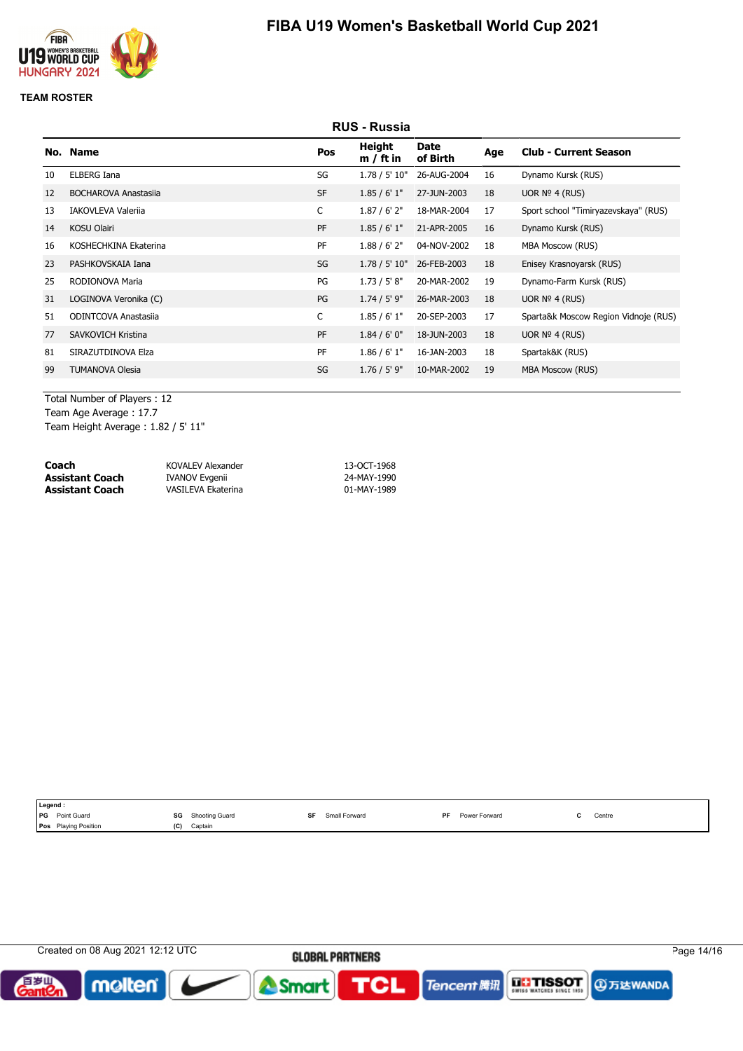# FIBA U19 Women's Basketball World Cup 2021

## TEAM ROSTER

### RUS - Russia

| No. | Name | Pos | Height m / ft in | Date of Birth | Age | Club - Current Season |
|---|---|---|---|---|---|---|
| 10 | ELBERG Iana | SG | 1.78 / 5' 10" | 26-AUG-2004 | 16 | Dynamo Kursk (RUS) |
| 12 | BOCHAROVA Anastasiia | SF | 1.85 / 6' 1" | 27-JUN-2003 | 18 | UOR Nº 4 (RUS) |
| 13 | IAKOVLEVA Valeriia | C | 1.87 / 6' 2" | 18-MAR-2004 | 17 | Sport school "Timiryazevskaya" (RUS) |
| 14 | KOSU Olairi | PF | 1.85 / 6' 1" | 21-APR-2005 | 16 | Dynamo Kursk (RUS) |
| 16 | KOSHECHKINA Ekaterina | PF | 1.88 / 6' 2" | 04-NOV-2002 | 18 | MBA Moscow (RUS) |
| 23 | PASHKOVSKAIA Iana | SG | 1.78 / 5' 10" | 26-FEB-2003 | 18 | Enisey Krasnoyarsk (RUS) |
| 25 | RODIONOVA Maria | PG | 1.73 / 5' 8" | 20-MAR-2002 | 19 | Dynamo-Farm Kursk (RUS) |
| 31 | LOGINOVA Veronika (C) | PG | 1.74 / 5' 9" | 26-MAR-2003 | 18 | UOR Nº 4 (RUS) |
| 51 | ODINTCOVA Anastasiia | C | 1.85 / 6' 1" | 20-SEP-2003 | 17 | Sparta&k Moscow Region Vidnoje (RUS) |
| 77 | SAVKOVICH Kristina | PF | 1.84 / 6' 0" | 18-JUN-2003 | 18 | UOR Nº 4 (RUS) |
| 81 | SIRAZUTDINOVA Elza | PF | 1.86 / 6' 1" | 16-JAN-2003 | 18 | Spartak&K (RUS) |
| 99 | TUMANOVA Olesia | SG | 1.76 / 5' 9" | 10-MAR-2002 | 19 | MBA Moscow (RUS) |

Total Number of Players : 12
Team Age Average : 17.7
Team Height Average : 1.82 / 5' 11"

| | | |
|---|---|---|
| **Coach** | KOVALEV Alexander | 13-OCT-1968 |
| **Assistant Coach** | IVANOV Evgenii | 24-MAY-1990 |
| **Assistant Coach** | VASILEVA Ekaterina | 01-MAY-1989 |

**Legend :**

| | | | | | | | | | |
|---|---|---|---|---|---|---|---|---|---|
| PG | Point Guard | SG | Shooting Guard | SF | Small Forward | PF | Power Forward | C | Centre |
| Pos | Playing Position | (C) | Captain | | | | | | |

Created on 08 Aug 2021 12:12 UTC

GLOBAL PARTNERS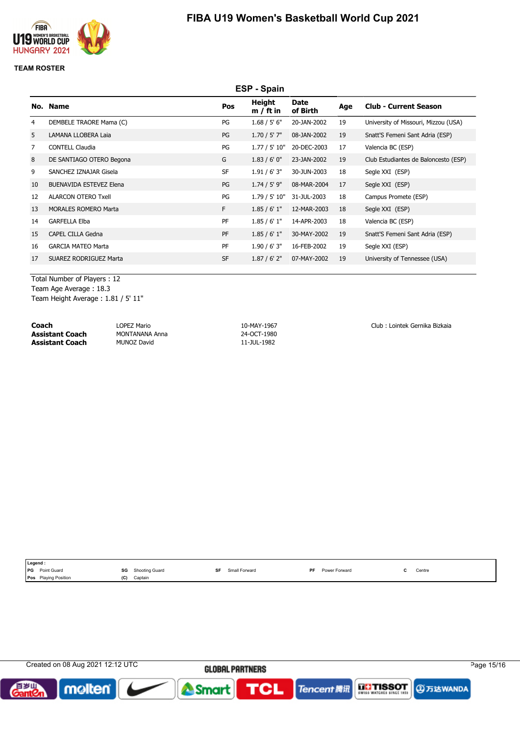# FIBA U19 Women's Basketball World Cup 2021

**TEAM ROSTER**

## ESP - Spain

| No. | Name | Pos | Height m / ft in | Date of Birth | Age | Club - Current Season |
|---|---|---|---|---|---|---|
| 4 | DEMBELE TRAORE Mama (C) | PG | 1.68 / 5' 6" | 20-JAN-2002 | 19 | University of Missouri, Mizzou (USA) |
| 5 | LAMANA LLOBERA Laia | PG | 1.70 / 5' 7" | 08-JAN-2002 | 19 | Snatt'S Femeni Sant Adria (ESP) |
| 7 | CONTELL Claudia | PG | 1.77 / 5' 10" | 20-DEC-2003 | 17 | Valencia BC (ESP) |
| 8 | DE SANTIAGO OTERO Begona | G | 1.83 / 6' 0" | 23-JAN-2002 | 19 | Club Estudiantes de Baloncesto (ESP) |
| 9 | SANCHEZ IZNAJAR Gisela | SF | 1.91 / 6' 3" | 30-JUN-2003 | 18 | Segle XXI (ESP) |
| 10 | BUENAVIDA ESTEVEZ Elena | PG | 1.74 / 5' 9" | 08-MAR-2004 | 17 | Segle XXI (ESP) |
| 12 | ALARCON OTERO Txell | PG | 1.79 / 5' 10" | 31-JUL-2003 | 18 | Campus Promete (ESP) |
| 13 | MORALES ROMERO Marta | F | 1.85 / 6' 1" | 12-MAR-2003 | 18 | Segle XXI (ESP) |
| 14 | GARFELLA Elba | PF | 1.85 / 6' 1" | 14-APR-2003 | 18 | Valencia BC (ESP) |
| 15 | CAPEL CILLA Gedna | PF | 1.85 / 6' 1" | 30-MAY-2002 | 19 | Snatt'S Femeni Sant Adria (ESP) |
| 16 | GARCIA MATEO Marta | PF | 1.90 / 6' 3" | 16-FEB-2002 | 19 | Segle XXI (ESP) |
| 17 | SUAREZ RODRIGUEZ Marta | SF | 1.87 / 6' 2" | 07-MAY-2002 | 19 | University of Tennessee (USA) |

Total Number of Players : 12
Team Age Average : 18.3
Team Height Average : 1.81 / 5' 11"

| | | | |
|---|---|---|---|
| **Coach** | LOPEZ Mario | 10-MAY-1967 | Club : Lointek Gernika Bizkaia |
| **Assistant Coach** | MONTANANA Anna | 24-OCT-1980 | |
| **Assistant Coach** | MUNOZ David | 11-JUL-1982 | |

**Legend :**

| | | | | | | | | | |
|---|---|---|---|---|---|---|---|---|---|
| PG | Point Guard | SG | Shooting Guard | SF | Small Forward | PF | Power Forward | C | Centre |
| Pos | Playing Position | (C) | Captain | | | | | | |

Created on 08 Aug 2021 12:12 UTC

GLOBAL PARTNERS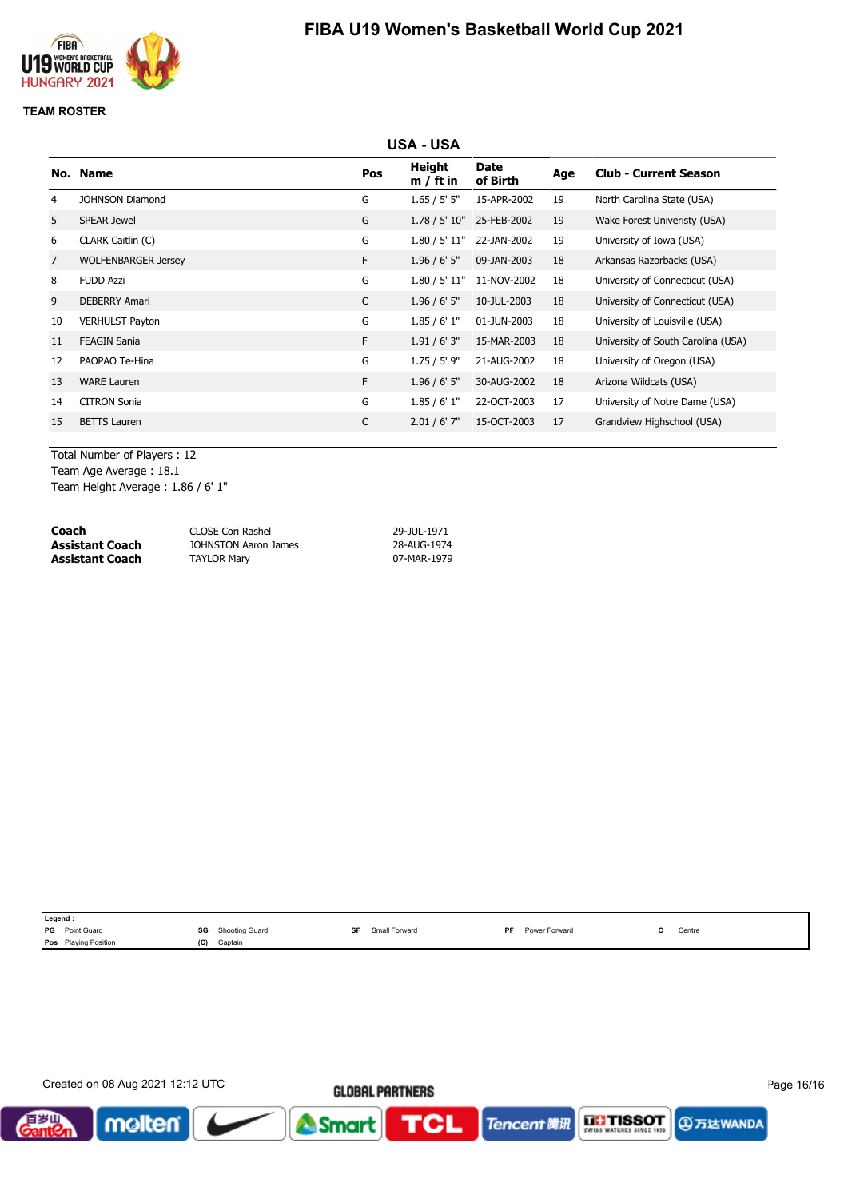# FIBA U19 Women's Basketball World Cup 2021

**TEAM ROSTER**

## USA - USA

| No. | Name | Pos | Height m / ft in | Date of Birth | Age | Club - Current Season |
|---|---|---|---|---|---|---|
| 4 | JOHNSON Diamond | G | 1.65 / 5' 5" | 15-APR-2002 | 19 | North Carolina State (USA) |
| 5 | SPEAR Jewel | G | 1.78 / 5' 10" | 25-FEB-2002 | 19 | Wake Forest Univeristy (USA) |
| 6 | CLARK Caitlin (C) | G | 1.80 / 5' 11" | 22-JAN-2002 | 19 | University of Iowa (USA) |
| 7 | WOLFENBARGER Jersey | F | 1.96 / 6' 5" | 09-JAN-2003 | 18 | Arkansas Razorbacks (USA) |
| 8 | FUDD Azzi | G | 1.80 / 5' 11" | 11-NOV-2002 | 18 | University of Connecticut (USA) |
| 9 | DEBERRY Amari | C | 1.96 / 6' 5" | 10-JUL-2003 | 18 | University of Connecticut (USA) |
| 10 | VERHULST Payton | G | 1.85 / 6' 1" | 01-JUN-2003 | 18 | University of Louisville (USA) |
| 11 | FEAGIN Sania | F | 1.91 / 6' 3" | 15-MAR-2003 | 18 | University of South Carolina (USA) |
| 12 | PAOPAO Te-Hina | G | 1.75 / 5' 9" | 21-AUG-2002 | 18 | University of Oregon (USA) |
| 13 | WARE Lauren | F | 1.96 / 6' 5" | 30-AUG-2002 | 18 | Arizona Wildcats (USA) |
| 14 | CITRON Sonia | G | 1.85 / 6' 1" | 22-OCT-2003 | 17 | University of Notre Dame (USA) |
| 15 | BETTS Lauren | C | 2.01 / 6' 7" | 15-OCT-2003 | 17 | Grandview Highschool (USA) |

Total Number of Players : 12
Team Age Average : 18.1
Team Height Average : 1.86 / 6' 1"

| | | |
|---|---|---|
| **Coach** | CLOSE Cori Rashel | 29-JUL-1971 |
| **Assistant Coach** | JOHNSTON Aaron James | 28-AUG-1974 |
| **Assistant Coach** | TAYLOR Mary | 07-MAR-1979 |

**Legend :**

| | | | | | | | | | |
|---|---|---|---|---|---|---|---|---|---|
| PG | Point Guard | SG | Shooting Guard | SF | Small Forward | PF | Power Forward | C | Centre |
| Pos | Playing Position | (C) | Captain | | | | | | |

Created on 08 Aug 2021 12:12 UTC

GLOBAL PARTNERS